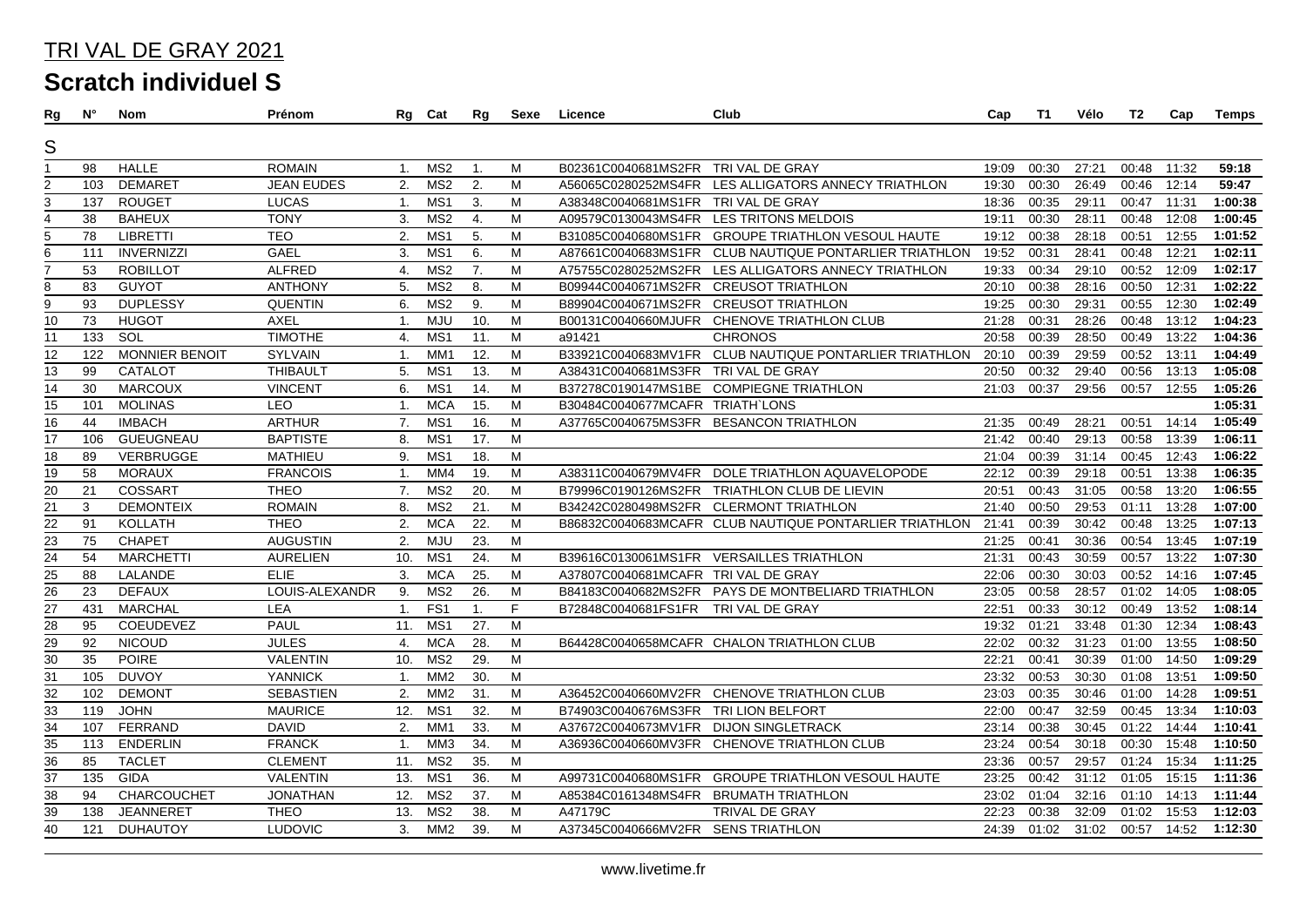# TRI VAL DE GRAY 2021

## Scratch individuel S

| Rg | N° | Nom | Prénom | Rg | Cat | Rg | Sexe | Licence | Club | Cap | T1 | Vélo | T2 | Cap | Temps |
|---|---|---|---|---|---|---|---|---|---|---|---|---|---|---|---|
| S | | | | | | | | | | | | | | | |
| 1 | 98 | HALLE | ROMAIN | 1. | MS2 | 1. | M | B02361C0040681MS2FR | TRI VAL DE GRAY | 19:09 | 00:30 | 27:21 | 00:48 | 11:32 | **59:18** |
| 2 | 103 | DEMARET | JEAN EUDES | 2. | MS2 | 2. | M | A56065C0280252MS4FR | LES ALLIGATORS ANNECY TRIATHLON | 19:30 | 00:30 | 26:49 | 00:46 | 12:14 | **59:47** |
| 3 | 137 | ROUGET | LUCAS | 1. | MS1 | 3. | M | A38348C0040681MS1FR | TRI VAL DE GRAY | 18:36 | 00:35 | 29:11 | 00:47 | 11:31 | **1:00:38** |
| 4 | 38 | BAHEUX | TONY | 3. | MS2 | 4. | M | A09579C0130043MS4FR | LES TRITONS MELDOIS | 19:11 | 00:30 | 28:11 | 00:48 | 12:08 | **1:00:45** |
| 5 | 78 | LIBRETTI | TEO | 2. | MS1 | 5. | M | B31085C0040680MS1FR | GROUPE TRIATHLON VESOUL HAUTE | 19:12 | 00:38 | 28:18 | 00:51 | 12:55 | **1:01:52** |
| 6 | 111 | INVERNIZZI | GAEL | 3. | MS1 | 6. | M | A87661C0040683MS1FR | CLUB NAUTIQUE PONTARLIER TRIATHLON | 19:52 | 00:31 | 28:41 | 00:48 | 12:21 | **1:02:11** |
| 7 | 53 | ROBILLOT | ALFRED | 4. | MS2 | 7. | M | A75755C0280252MS2FR | LES ALLIGATORS ANNECY TRIATHLON | 19:33 | 00:34 | 29:10 | 00:52 | 12:09 | **1:02:17** |
| 8 | 83 | GUYOT | ANTHONY | 5. | MS2 | 8. | M | B09944C0040671MS2FR | CREUSOT TRIATHLON | 20:10 | 00:38 | 28:16 | 00:50 | 12:31 | **1:02:22** |
| 9 | 93 | DUPLESSY | QUENTIN | 6. | MS2 | 9. | M | B89904C0040671MS2FR | CREUSOT TRIATHLON | 19:25 | 00:30 | 29:31 | 00:55 | 12:30 | **1:02:49** |
| 10 | 73 | HUGOT | AXEL | 1. | MJU | 10. | M | B00131C0040660MJUFR | CHENOVE TRIATHLON CLUB | 21:28 | 00:31 | 28:26 | 00:48 | 13:12 | **1:04:23** |
| 11 | 133 | SOL | TIMOTHE | 4. | MS1 | 11. | M | a91421 | CHRONOS | 20:58 | 00:39 | 28:50 | 00:49 | 13:22 | **1:04:36** |
| 12 | 122 | MONNIER BENOIT | SYLVAIN | 1. | MM1 | 12. | M | B33921C0040683MV1FR | CLUB NAUTIQUE PONTARLIER TRIATHLON | 20:10 | 00:39 | 29:59 | 00:52 | 13:11 | **1:04:49** |
| 13 | 99 | CATALOT | THIBAULT | 5. | MS1 | 13. | M | A38431C0040681MS3FR | TRI VAL DE GRAY | 20:50 | 00:32 | 29:40 | 00:56 | 13:13 | **1:05:08** |
| 14 | 30 | MARCOUX | VINCENT | 6. | MS1 | 14. | M | B37278C0190147MS1BE | COMPIEGNE TRIATHLON | 21:03 | 00:37 | 29:56 | 00:57 | 12:55 | **1:05:26** |
| 15 | 101 | MOLINAS | LEO | 1. | MCA | 15. | M | B30484C0040677MCAFR | TRIATH`LONS | | | | | | **1:05:31** |
| 16 | 44 | IMBACH | ARTHUR | 7. | MS1 | 16. | M | A37765C0040675MS3FR | BESANCON TRIATHLON | 21:35 | 00:49 | 28:21 | 00:51 | 14:14 | **1:05:49** |
| 17 | 106 | GUEUGNEAU | BAPTISTE | 8. | MS1 | 17. | M | | | 21:42 | 00:40 | 29:13 | 00:58 | 13:39 | **1:06:11** |
| 18 | 89 | VERBRUGGE | MATHIEU | 9. | MS1 | 18. | M | | | 21:04 | 00:39 | 31:14 | 00:45 | 12:43 | **1:06:22** |
| 19 | 58 | MORAUX | FRANCOIS | 1. | MM4 | 19. | M | A38311C0040679MV4FR | DOLE TRIATHLON AQUAVELOPODE | 22:12 | 00:39 | 29:18 | 00:51 | 13:38 | **1:06:35** |
| 20 | 21 | COSSART | THEO | 7. | MS2 | 20. | M | B79996C0190126MS2FR | TRIATHLON CLUB DE LIEVIN | 20:51 | 00:43 | 31:05 | 00:58 | 13:20 | **1:06:55** |
| 21 | 3 | DEMONTEIX | ROMAIN | 8. | MS2 | 21. | M | B34242C0280498MS2FR | CLERMONT TRIATHLON | 21:40 | 00:50 | 29:53 | 01:11 | 13:28 | **1:07:00** |
| 22 | 91 | KOLLATH | THEO | 2. | MCA | 22. | M | B86832C0040683MCAFR | CLUB NAUTIQUE PONTARLIER TRIATHLON | 21:41 | 00:39 | 30:42 | 00:48 | 13:25 | **1:07:13** |
| 23 | 75 | CHAPET | AUGUSTIN | 2. | MJU | 23. | M | | | 21:25 | 00:41 | 30:36 | 00:54 | 13:45 | **1:07:19** |
| 24 | 54 | MARCHETTI | AURELIEN | 10. | MS1 | 24. | M | B39616C0130061MS1FR | VERSAILLES TRIATHLON | 21:31 | 00:43 | 30:59 | 00:57 | 13:22 | **1:07:30** |
| 25 | 88 | LALANDE | ELIE | 3. | MCA | 25. | M | A37807C0040681MCAFR | TRI VAL DE GRAY | 22:06 | 00:30 | 30:03 | 00:52 | 14:16 | **1:07:45** |
| 26 | 23 | DEFAUX | LOUIS-ALEXANDR | 9. | MS2 | 26. | M | B84183C0040682MS2FR | PAYS DE MONTBELIARD TRIATHLON | 23:05 | 00:58 | 28:57 | 01:02 | 14:05 | **1:08:05** |
| 27 | 431 | MARCHAL | LEA | 1. | FS1 | 1. | F | B72848C0040681FS1FR | TRI VAL DE GRAY | 22:51 | 00:33 | 30:12 | 00:49 | 13:52 | **1:08:14** |
| 28 | 95 | COEUDEVEZ | PAUL | 11. | MS1 | 27. | M | | | 19:32 | 01:21 | 33:48 | 01:30 | 12:34 | **1:08:43** |
| 29 | 92 | NICOUD | JULES | 4. | MCA | 28. | M | B64428C0040658MCAFR | CHALON TRIATHLON CLUB | 22:02 | 00:32 | 31:23 | 01:00 | 13:55 | **1:08:50** |
| 30 | 35 | POIRE | VALENTIN | 10. | MS2 | 29. | M | | | 22:21 | 00:41 | 30:39 | 01:00 | 14:50 | **1:09:29** |
| 31 | 105 | DUVOY | YANNICK | 1. | MM2 | 30. | M | | | 23:32 | 00:53 | 30:30 | 01:08 | 13:51 | **1:09:50** |
| 32 | 102 | DEMONT | SEBASTIEN | 2. | MM2 | 31. | M | A36452C0040660MV2FR | CHENOVE TRIATHLON CLUB | 23:03 | 00:35 | 30:46 | 01:00 | 14:28 | **1:09:51** |
| 33 | 119 | JOHN | MAURICE | 12. | MS1 | 32. | M | B74903C0040676MS3FR | TRI LION BELFORT | 22:00 | 00:47 | 32:59 | 00:45 | 13:34 | **1:10:03** |
| 34 | 107 | FERRAND | DAVID | 2. | MM1 | 33. | M | A37672C0040673MV1FR | DIJON SINGLETRACK | 23:14 | 00:38 | 30:45 | 01:22 | 14:44 | **1:10:41** |
| 35 | 113 | ENDERLIN | FRANCK | 1. | MM3 | 34. | M | A36936C0040660MV3FR | CHENOVE TRIATHLON CLUB | 23:24 | 00:54 | 30:18 | 00:30 | 15:48 | **1:10:50** |
| 36 | 85 | TACLET | CLEMENT | 11. | MS2 | 35. | M | | | 23:36 | 00:57 | 29:57 | 01:24 | 15:34 | **1:11:25** |
| 37 | 135 | GIDA | VALENTIN | 13. | MS1 | 36. | M | A99731C0040680MS1FR | GROUPE TRIATHLON VESOUL HAUTE | 23:25 | 00:42 | 31:12 | 01:05 | 15:15 | **1:11:36** |
| 38 | 94 | CHARCOUCHET | JONATHAN | 12. | MS2 | 37. | M | A85384C0161348MS4FR | BRUMATH TRIATHLON | 23:02 | 01:04 | 32:16 | 01:10 | 14:13 | **1:11:44** |
| 39 | 138 | JEANNERET | THEO | 13. | MS2 | 38. | M | A47179C | TRIVAL DE GRAY | 22:23 | 00:38 | 32:09 | 01:02 | 15:53 | **1:12:03** |
| 40 | 121 | DUHAUTOY | LUDOVIC | 3. | MM2 | 39. | M | A37345C0040666MV2FR | SENS TRIATHLON | 24:39 | 01:02 | 31:02 | 00:57 | 14:52 | **1:12:30** |

www.livetime.fr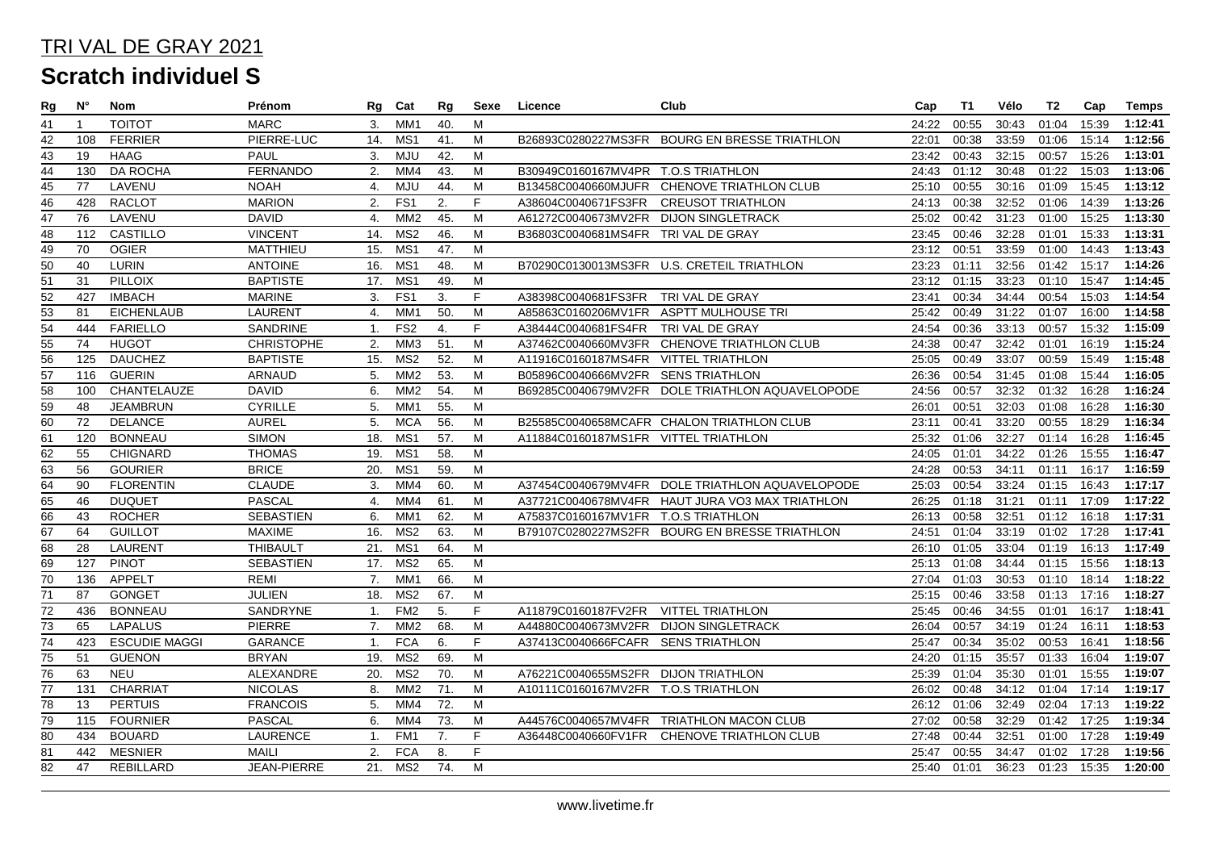## TRI VAL DE GRAY 2021

# Scratch individuel S

| Rg | N° | Nom | Prénom | Rg | Cat | Rg | Sexe | Licence | Club | Cap | T1 | Vélo | T2 | Cap | Temps |
|---|---|---|---|---|---|---|---|---|---|---|---|---|---|---|---|
| 41 | 1 | TOITOT | MARC | 3. | MM1 | 40. | M | | | 24:22 | 00:55 | 30:43 | 01:04 | 15:39 | **1:12:41** |
| 42 | 108 | FERRIER | PIERRE-LUC | 14. | MS1 | 41. | M | B26893C0280227MS3FR | BOURG EN BRESSE TRIATHLON | 22:01 | 00:38 | 33:59 | 01:06 | 15:14 | **1:12:56** |
| 43 | 19 | HAAG | PAUL | 3. | MJU | 42. | M | | | 23:42 | 00:43 | 32:15 | 00:57 | 15:26 | **1:13:01** |
| 44 | 130 | DA ROCHA | FERNANDO | 2. | MM4 | 43. | M | B30949C0160167MV4FR | T.O.S TRIATHLON | 24:43 | 01:12 | 30:48 | 01:22 | 15:03 | **1:13:06** |
| 45 | 77 | LAVENU | NOAH | 4. | MJU | 44. | M | B13458C0040660MJUFR | CHENOVE TRIATHLON CLUB | 25:10 | 00:55 | 30:16 | 01:09 | 15:45 | **1:13:12** |
| 46 | 428 | RACLOT | MARION | 2. | FS1 | 2. | F | A38604C0040671FS3FR | CREUSOT TRIATHLON | 24:13 | 00:38 | 32:52 | 01:06 | 14:39 | **1:13:26** |
| 47 | 76 | LAVENU | DAVID | 4. | MM2 | 45. | M | A61272C0040673MV2FR | DIJON SINGLETRACK | 25:02 | 00:42 | 31:23 | 01:00 | 15:25 | **1:13:30** |
| 48 | 112 | CASTILLO | VINCENT | 14. | MS2 | 46. | M | B36803C0040681MS4FR | TRI VAL DE GRAY | 23:45 | 00:46 | 32:28 | 01:01 | 15:33 | **1:13:31** |
| 49 | 70 | OGIER | MATTHIEU | 15. | MS1 | 47. | M | | | 23:12 | 00:51 | 33:59 | 01:00 | 14:43 | **1:13:43** |
| 50 | 40 | LURIN | ANTOINE | 16. | MS1 | 48. | M | B70290C0130013MS3FR | U.S. CRETEIL TRIATHLON | 23:23 | 01:11 | 32:56 | 01:42 | 15:17 | **1:14:26** |
| 51 | 31 | PILLOIX | BAPTISTE | 17. | MS1 | 49. | M | | | 23:12 | 01:15 | 33:23 | 01:10 | 15:47 | **1:14:45** |
| 52 | 427 | IMBACH | MARINE | 3. | FS1 | 3. | F | A38398C0040681FS3FR | TRI VAL DE GRAY | 23:41 | 00:34 | 34:44 | 00:54 | 15:03 | **1:14:54** |
| 53 | 81 | EICHENLAUB | LAURENT | 4. | MM1 | 50. | M | A85863C0160206MV1FR | ASPTT MULHOUSE TRI | 25:42 | 00:49 | 31:22 | 01:07 | 16:00 | **1:14:58** |
| 54 | 444 | FARIELLO | SANDRINE | 1. | FS2 | 4. | F | A38444C0040681FS4FR | TRI VAL DE GRAY | 24:54 | 00:36 | 33:13 | 00:57 | 15:32 | **1:15:09** |
| 55 | 74 | HUGOT | CHRISTOPHE | 2. | MM3 | 51. | M | A37462C0040660MV3FR | CHENOVE TRIATHLON CLUB | 24:38 | 00:47 | 32:42 | 01:01 | 16:19 | **1:15:24** |
| 56 | 125 | DAUCHEZ | BAPTISTE | 15. | MS2 | 52. | M | A11916C0160187MS4FR | VITTEL TRIATHLON | 25:05 | 00:49 | 33:07 | 00:59 | 15:49 | **1:15:48** |
| 57 | 116 | GUERIN | ARNAUD | 5. | MM2 | 53. | M | B05896C0040666MV2FR | SENS TRIATHLON | 26:36 | 00:54 | 31:45 | 01:08 | 15:44 | **1:16:05** |
| 58 | 100 | CHANTELAUZE | DAVID | 6. | MM2 | 54. | M | B69285C0040679MV2FR | DOLE TRIATHLON AQUAVELOPODE | 24:56 | 00:57 | 32:32 | 01:32 | 16:28 | **1:16:24** |
| 59 | 48 | JEAMBRUN | CYRILLE | 5. | MM1 | 55. | M | | | 26:01 | 00:51 | 32:03 | 01:08 | 16:28 | **1:16:30** |
| 60 | 72 | DELANCE | AUREL | 5. | MCA | 56. | M | B25585C0040658MCAFR | CHALON TRIATHLON CLUB | 23:11 | 00:41 | 33:20 | 00:55 | 18:29 | **1:16:34** |
| 61 | 120 | BONNEAU | SIMON | 18. | MS1 | 57. | M | A11884C0160187MS1FR | VITTEL TRIATHLON | 25:32 | 01:06 | 32:27 | 01:14 | 16:28 | **1:16:45** |
| 62 | 55 | CHIGNARD | THOMAS | 19. | MS1 | 58. | M | | | 24:05 | 01:01 | 34:22 | 01:26 | 15:55 | **1:16:47** |
| 63 | 56 | GOURIER | BRICE | 20. | MS1 | 59. | M | | | 24:28 | 00:53 | 34:11 | 01:11 | 16:17 | **1:16:59** |
| 64 | 90 | FLORENTIN | CLAUDE | 3. | MM4 | 60. | M | A37454C0040679MV4FR | DOLE TRIATHLON AQUAVELOPODE | 25:03 | 00:54 | 33:24 | 01:15 | 16:43 | **1:17:17** |
| 65 | 46 | DUQUET | PASCAL | 4. | MM4 | 61. | M | A37721C0040678MV4FR | HAUT JURA VO3 MAX TRIATHLON | 26:25 | 01:18 | 31:21 | 01:11 | 17:09 | **1:17:22** |
| 66 | 43 | ROCHER | SEBASTIEN | 6. | MM1 | 62. | M | A75837C0160167MV1FR | T.O.S TRIATHLON | 26:13 | 00:58 | 32:51 | 01:12 | 16:18 | **1:17:31** |
| 67 | 64 | GUILLOT | MAXIME | 16. | MS2 | 63. | M | B79107C0280227MS2FR | BOURG EN BRESSE TRIATHLON | 24:51 | 01:04 | 33:19 | 01:02 | 17:28 | **1:17:41** |
| 68 | 28 | LAURENT | THIBAULT | 21. | MS1 | 64. | M | | | 26:10 | 01:05 | 33:04 | 01:19 | 16:13 | **1:17:49** |
| 69 | 127 | PINOT | SEBASTIEN | 17. | MS2 | 65. | M | | | 25:13 | 01:08 | 34:44 | 01:15 | 15:56 | **1:18:13** |
| 70 | 136 | APPELT | REMI | 7. | MM1 | 66. | M | | | 27:04 | 01:03 | 30:53 | 01:10 | 18:14 | **1:18:22** |
| 71 | 87 | GONGET | JULIEN | 18. | MS2 | 67. | M | | | 25:15 | 00:46 | 33:58 | 01:13 | 17:16 | **1:18:27** |
| 72 | 436 | BONNEAU | SANDRYNE | 1. | FM2 | 5. | F | A11879C0160187FV2FR | VITTEL TRIATHLON | 25:45 | 00:46 | 34:55 | 01:01 | 16:17 | **1:18:41** |
| 73 | 65 | LAPALUS | PIERRE | 7. | MM2 | 68. | M | A44880C0040673MV2FR | DIJON SINGLETRACK | 26:04 | 00:57 | 34:19 | 01:24 | 16:11 | **1:18:53** |
| 74 | 423 | ESCUDIE MAGGI | GARANCE | 1. | FCA | 6. | F | A37413C0040666FCAFR | SENS TRIATHLON | 25:47 | 00:34 | 35:02 | 00:53 | 16:41 | **1:18:56** |
| 75 | 51 | GUENON | BRYAN | 19. | MS2 | 69. | M | | | 24:20 | 01:15 | 35:57 | 01:33 | 16:04 | **1:19:07** |
| 76 | 63 | NEU | ALEXANDRE | 20. | MS2 | 70. | M | A76221C0040655MS2FR | DIJON TRIATHLON | 25:39 | 01:04 | 35:30 | 01:01 | 15:55 | **1:19:07** |
| 77 | 131 | CHARRIAT | NICOLAS | 8. | MM2 | 71. | M | A10111C0160167MV2FR | T.O.S TRIATHLON | 26:02 | 00:48 | 34:12 | 01:04 | 17:14 | **1:19:17** |
| 78 | 13 | PERTUIS | FRANCOIS | 5. | MM4 | 72. | M | | | 26:12 | 01:06 | 32:49 | 02:04 | 17:13 | **1:19:22** |
| 79 | 115 | FOURNIER | PASCAL | 6. | MM4 | 73. | M | A44576C0040657MV4FR | TRIATHLON MACON CLUB | 27:02 | 00:58 | 32:29 | 01:42 | 17:25 | **1:19:34** |
| 80 | 434 | BOUARD | LAURENCE | 1. | FM1 | 7. | F | A36448C0040660FV1FR | CHENOVE TRIATHLON CLUB | 27:48 | 00:44 | 32:51 | 01:00 | 17:28 | **1:19:49** |
| 81 | 442 | MESNIER | MAILI | 2. | FCA | 8. | F | | | 25:47 | 00:55 | 34:47 | 01:02 | 17:28 | **1:19:56** |
| 82 | 47 | REBILLARD | JEAN-PIERRE | 21. | MS2 | 74. | M | | | 25:40 | 01:01 | 36:23 | 01:23 | 15:35 | **1:20:00** |

www.livetime.fr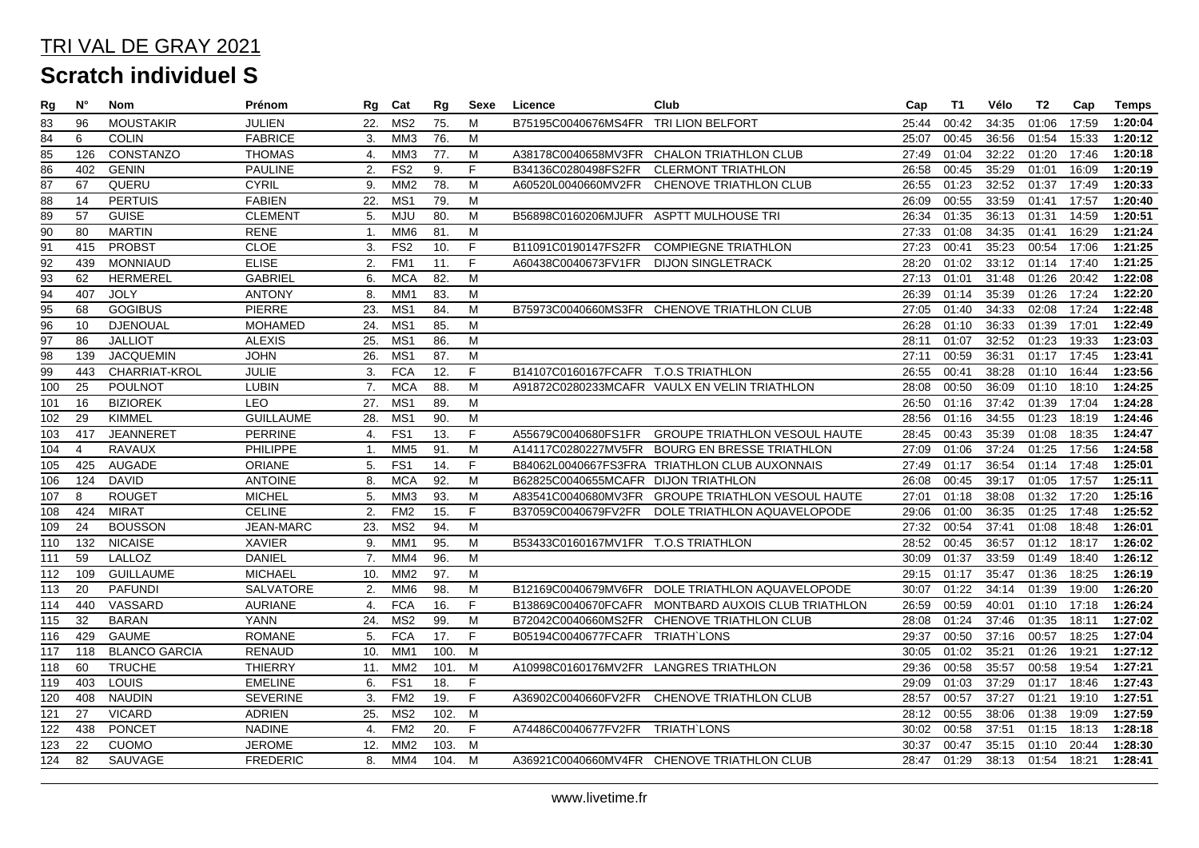# TRI VAL DE GRAY 2021

## Scratch individuel S

| Rg | N° | Nom | Prénom | Rg | Cat | Rg | Sexe | Licence | Club | Cap | T1 | Vélo | T2 | Cap | Temps |
|---|---|---|---|---|---|---|---|---|---|---|---|---|---|---|---|
| 83 | 96 | MOUSTAKIR | JULIEN | 22. | MS2 | 75. | M | B75195C0040676MS4FR | TRI LION BELFORT | 25:44 | 00:42 | 34:35 | 01:06 | 17:59 | **1:20:04** |
| 84 | 6 | COLIN | FABRICE | 3. | MM3 | 76. | M | | | 25:07 | 00:45 | 36:56 | 01:54 | 15:33 | **1:20:12** |
| 85 | 126 | CONSTANZO | THOMAS | 4. | MM3 | 77. | M | A38178C0040658MV3FR | CHALON TRIATHLON CLUB | 27:49 | 01:04 | 32:22 | 01:20 | 17:46 | **1:20:18** |
| 86 | 402 | GENIN | PAULINE | 2. | FS2 | 9. | F | B34136C0280498FS2FR | CLERMONT TRIATHLON | 26:58 | 00:45 | 35:29 | 01:01 | 16:09 | **1:20:19** |
| 87 | 67 | QUERU | CYRIL | 9. | MM2 | 78. | M | A60520L0040660MV2FR | CHENOVE TRIATHLON CLUB | 26:55 | 01:23 | 32:52 | 01:37 | 17:49 | **1:20:33** |
| 88 | 14 | PERTUIS | FABIEN | 22. | MS1 | 79. | M | | | 26:09 | 00:55 | 33:59 | 01:41 | 17:57 | **1:20:40** |
| 89 | 57 | GUISE | CLEMENT | 5. | MJU | 80. | M | B56898C0160206MJUFR | ASPTT MULHOUSE TRI | 26:34 | 01:35 | 36:13 | 01:31 | 14:59 | **1:20:51** |
| 90 | 80 | MARTIN | RENE | 1. | MM6 | 81. | M | | | 27:33 | 01:08 | 34:35 | 01:41 | 16:29 | **1:21:24** |
| 91 | 415 | PROBST | CLOE | 3. | FS2 | 10. | F | B11091C0190147FS2FR | COMPIEGNE TRIATHLON | 27:23 | 00:41 | 35:23 | 00:54 | 17:06 | **1:21:25** |
| 92 | 439 | MONNIAUD | ELISE | 2. | FM1 | 11. | F | A60438C0040673FV1FR | DIJON SINGLETRACK | 28:20 | 01:02 | 33:12 | 01:14 | 17:40 | **1:21:25** |
| 93 | 62 | HERMEREL | GABRIEL | 6. | MCA | 82. | M | | | 27:13 | 01:01 | 31:48 | 01:26 | 20:42 | **1:22:08** |
| 94 | 407 | JOLY | ANTONY | 8. | MM1 | 83. | M | | | 26:39 | 01:14 | 35:39 | 01:26 | 17:24 | **1:22:20** |
| 95 | 68 | GOGIBUS | PIERRE | 23. | MS1 | 84. | M | B75973C0040660MS3FR | CHENOVE TRIATHLON CLUB | 27:05 | 01:40 | 34:33 | 02:08 | 17:24 | **1:22:48** |
| 96 | 10 | DJENOUAL | MOHAMED | 24. | MS1 | 85. | M | | | 26:28 | 01:10 | 36:33 | 01:39 | 17:01 | **1:22:49** |
| 97 | 86 | JALLIOT | ALEXIS | 25. | MS1 | 86. | M | | | 28:11 | 01:07 | 32:52 | 01:23 | 19:33 | **1:23:03** |
| 98 | 139 | JACQUEMIN | JOHN | 26. | MS1 | 87. | M | | | 27:11 | 00:59 | 36:31 | 01:17 | 17:45 | **1:23:41** |
| 99 | 443 | CHARRIAT-KROL | JULIE | 3. | FCA | 12. | F | B14107C0160167FCAFR | T.O.S TRIATHLON | 26:55 | 00:41 | 38:28 | 01:10 | 16:44 | **1:23:56** |
| 100 | 25 | POULNOT | LUBIN | 7. | MCA | 88. | M | A91872C0280233MCAFR | VAULX EN VELIN TRIATHLON | 28:08 | 00:50 | 36:09 | 01:10 | 18:10 | **1:24:25** |
| 101 | 16 | BIZIOREK | LEO | 27. | MS1 | 89. | M | | | 26:50 | 01:16 | 37:42 | 01:39 | 17:04 | **1:24:28** |
| 102 | 29 | KIMMEL | GUILLAUME | 28. | MS1 | 90. | M | | | 28:56 | 01:16 | 34:55 | 01:23 | 18:19 | **1:24:46** |
| 103 | 417 | JEANNERET | PERRINE | 4. | FS1 | 13. | F | A55679C0040680FS1FR | GROUPE TRIATHLON VESOUL HAUTE | 28:45 | 00:43 | 35:39 | 01:08 | 18:35 | **1:24:47** |
| 104 | 4 | RAVAUX | PHILIPPE | 1. | MM5 | 91. | M | A14117C0280227MV5FR | BOURG EN BRESSE TRIATHLON | 27:09 | 01:06 | 37:24 | 01:25 | 17:56 | **1:24:58** |
| 105 | 425 | AUGADE | ORIANE | 5. | FS1 | 14. | F | B84062L0040667FS3FRA | TRIATHLON CLUB AUXONNAIS | 27:49 | 01:17 | 36:54 | 01:14 | 17:48 | **1:25:01** |
| 106 | 124 | DAVID | ANTOINE | 8. | MCA | 92. | M | B62825C0040655MCAFR | DIJON TRIATHLON | 26:08 | 00:45 | 39:17 | 01:05 | 17:57 | **1:25:11** |
| 107 | 8 | ROUGET | MICHEL | 5. | MM3 | 93. | M | A83541C0040680MV3FR | GROUPE TRIATHLON VESOUL HAUTE | 27:01 | 01:18 | 38:08 | 01:32 | 17:20 | **1:25:16** |
| 108 | 424 | MIRAT | CELINE | 2. | FM2 | 15. | F | B37059C0040679FV2FR | DOLE TRIATHLON AQUAVELOPODE | 29:06 | 01:00 | 36:35 | 01:25 | 17:48 | **1:25:52** |
| 109 | 24 | BOUSSON | JEAN-MARC | 23. | MS2 | 94. | M | | | 27:32 | 00:54 | 37:41 | 01:08 | 18:48 | **1:26:01** |
| 110 | 132 | NICAISE | XAVIER | 9. | MM1 | 95. | M | B53433C0160167MV1FR | T.O.S TRIATHLON | 28:52 | 00:45 | 36:57 | 01:12 | 18:17 | **1:26:02** |
| 111 | 59 | LALLOZ | DANIEL | 7. | MM4 | 96. | M | | | 30:09 | 01:37 | 33:59 | 01:49 | 18:40 | **1:26:12** |
| 112 | 109 | GUILLAUME | MICHAEL | 10. | MM2 | 97. | M | | | 29:15 | 01:17 | 35:47 | 01:36 | 18:25 | **1:26:19** |
| 113 | 20 | PAFUNDI | SALVATORE | 2. | MM6 | 98. | M | B12169C0040679MV6FR | DOLE TRIATHLON AQUAVELOPODE | 30:07 | 01:22 | 34:14 | 01:39 | 19:00 | **1:26:20** |
| 114 | 440 | VASSARD | AURIANE | 4. | FCA | 16. | F | B13869C0040670FCAFR | MONTBARD AUXOIS CLUB TRIATHLON | 26:59 | 00:59 | 40:01 | 01:10 | 17:18 | **1:26:24** |
| 115 | 32 | BARAN | YANN | 24. | MS2 | 99. | M | B72042C0040660MS2FR | CHENOVE TRIATHLON CLUB | 28:08 | 01:24 | 37:46 | 01:35 | 18:11 | **1:27:02** |
| 116 | 429 | GAUME | ROMANE | 5. | FCA | 17. | F | B05194C0040677FCAFR | TRIATH`LONS | 29:37 | 00:50 | 37:16 | 00:57 | 18:25 | **1:27:04** |
| 117 | 118 | BLANCO GARCIA | RENAUD | 10. | MM1 | 100. | M | | | 30:05 | 01:02 | 35:21 | 01:26 | 19:21 | **1:27:12** |
| 118 | 60 | TRUCHE | THIERRY | 11. | MM2 | 101. | M | A10998C0160176MV2FR | LANGRES TRIATHLON | 29:36 | 00:58 | 35:57 | 00:58 | 19:54 | **1:27:21** |
| 119 | 403 | LOUIS | EMELINE | 6. | FS1 | 18. | F | | | 29:09 | 01:03 | 37:29 | 01:17 | 18:46 | **1:27:43** |
| 120 | 408 | NAUDIN | SEVERINE | 3. | FM2 | 19. | F | A36902C0040660FV2FR | CHENOVE TRIATHLON CLUB | 28:57 | 00:57 | 37:27 | 01:21 | 19:10 | **1:27:51** |
| 121 | 27 | VICARD | ADRIEN | 25. | MS2 | 102. | M | | | 28:12 | 00:55 | 38:06 | 01:38 | 19:09 | **1:27:59** |
| 122 | 438 | PONCET | NADINE | 4. | FM2 | 20. | F | A74486C0040677FV2FR | TRIATH`LONS | 30:02 | 00:58 | 37:51 | 01:15 | 18:13 | **1:28:18** |
| 123 | 22 | CUOMO | JEROME | 12. | MM2 | 103. | M | | | 30:37 | 00:47 | 35:15 | 01:10 | 20:44 | **1:28:30** |
| 124 | 82 | SAUVAGE | FREDERIC | 8. | MM4 | 104. | M | A36921C0040660MV4FR | CHENOVE TRIATHLON CLUB | 28:47 | 01:29 | 38:13 | 01:54 | 18:21 | **1:28:41** |

www.livetime.fr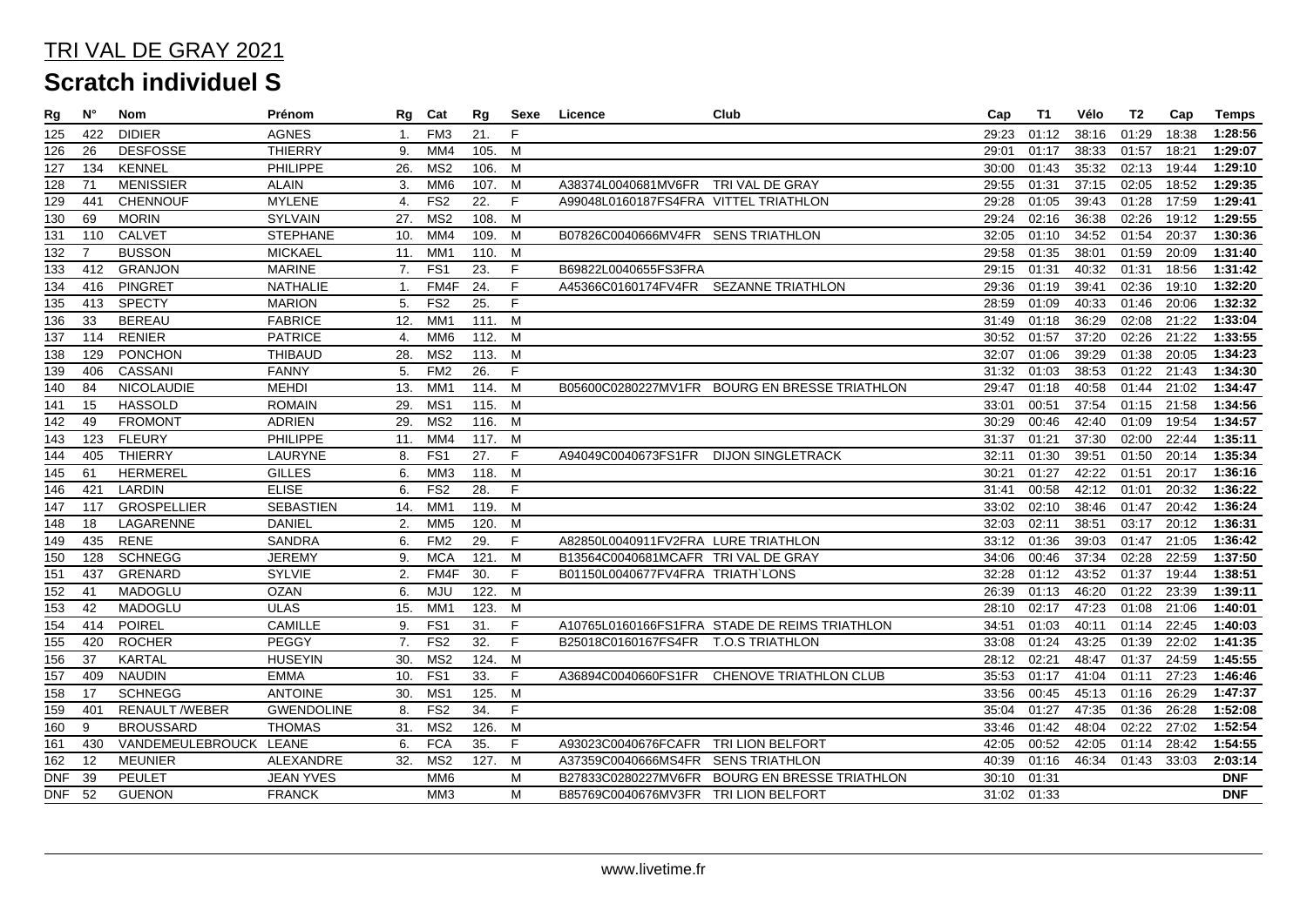## TRI VAL DE GRAY 2021

# Scratch individuel S

| Rg | N° | Nom | Prénom | Rg | Cat | Rg | Sexe | Licence | Club | Cap | T1 | Vélo | T2 | Cap | Temps |
|---|---|---|---|---|---|---|---|---|---|---|---|---|---|---|---|
| 125 | 422 | DIDIER | AGNES | 1. | FM3 | 21. | F | | | 29:23 | 01:12 | 38:16 | 01:29 | 18:38 | **1:28:56** |
| 126 | 26 | DESFOSSE | THIERRY | 9. | MM4 | 105. | M | | | 29:01 | 01:17 | 38:33 | 01:57 | 18:21 | **1:29:07** |
| 127 | 134 | KENNEL | PHILIPPE | 26. | MS2 | 106. | M | | | 30:00 | 01:43 | 35:32 | 02:13 | 19:44 | **1:29:10** |
| 128 | 71 | MENISSIER | ALAIN | 3. | MM6 | 107. | M | A38374L0040681MV6FR | TRI VAL DE GRAY | 29:55 | 01:31 | 37:15 | 02:05 | 18:52 | **1:29:35** |
| 129 | 441 | CHENNOUF | MYLENE | 4. | FS2 | 22. | F | A99048L0160187FS4FRA | VITTEL TRIATHLON | 29:28 | 01:05 | 39:43 | 01:28 | 17:59 | **1:29:41** |
| 130 | 69 | MORIN | SYLVAIN | 27. | MS2 | 108. | M | | | 29:24 | 02:16 | 36:38 | 02:26 | 19:12 | **1:29:55** |
| 131 | 110 | CALVET | STEPHANE | 10. | MM4 | 109. | M | B07826C0040666MV4FR | SENS TRIATHLON | 32:05 | 01:10 | 34:52 | 01:54 | 20:37 | **1:30:36** |
| 132 | 7 | BUSSON | MICKAEL | 11. | MM1 | 110. | M | | | 29:58 | 01:35 | 38:01 | 01:59 | 20:09 | **1:31:40** |
| 133 | 412 | GRANJON | MARINE | 7. | FS1 | 23. | F | B69822L0040655FS3FRA | | 29:15 | 01:31 | 40:32 | 01:31 | 18:56 | **1:31:42** |
| 134 | 416 | PINGRET | NATHALIE | 1. | FM4F | 24. | F | A45366C0160174FV4FR | SEZANNE TRIATHLON | 29:36 | 01:19 | 39:41 | 02:36 | 19:10 | **1:32:20** |
| 135 | 413 | SPECTY | MARION | 5. | FS2 | 25. | F | | | 28:59 | 01:09 | 40:33 | 01:46 | 20:06 | **1:32:32** |
| 136 | 33 | BEREAU | FABRICE | 12. | MM1 | 111. | M | | | 31:49 | 01:18 | 36:29 | 02:08 | 21:22 | **1:33:04** |
| 137 | 114 | RENIER | PATRICE | 4. | MM6 | 112. | M | | | 30:52 | 01:57 | 37:20 | 02:26 | 21:22 | **1:33:55** |
| 138 | 129 | PONCHON | THIBAUD | 28. | MS2 | 113. | M | | | 32:07 | 01:06 | 39:29 | 01:38 | 20:05 | **1:34:23** |
| 139 | 406 | CASSANI | FANNY | 5. | FM2 | 26. | F | | | 31:32 | 01:03 | 38:53 | 01:22 | 21:43 | **1:34:30** |
| 140 | 84 | NICOLAUDIE | MEHDI | 13. | MM1 | 114. | M | B05600C0280227MV1FR | BOURG EN BRESSE TRIATHLON | 29:47 | 01:18 | 40:58 | 01:44 | 21:02 | **1:34:47** |
| 141 | 15 | HASSOLD | ROMAIN | 29. | MS1 | 115. | M | | | 33:01 | 00:51 | 37:54 | 01:15 | 21:58 | **1:34:56** |
| 142 | 49 | FROMONT | ADRIEN | 29. | MS2 | 116. | M | | | 30:29 | 00:46 | 42:40 | 01:09 | 19:54 | **1:34:57** |
| 143 | 123 | FLEURY | PHILIPPE | 11. | MM4 | 117. | M | | | 31:37 | 01:21 | 37:30 | 02:00 | 22:44 | **1:35:11** |
| 144 | 405 | THIERRY | LAURYNE | 8. | FS1 | 27. | F | A94049C0040673FS1FR | DIJON SINGLETRACK | 32:11 | 01:30 | 39:51 | 01:50 | 20:14 | **1:35:34** |
| 145 | 61 | HERMEREL | GILLES | 6. | MM3 | 118. | M | | | 30:21 | 01:27 | 42:22 | 01:51 | 20:17 | **1:36:16** |
| 146 | 421 | LARDIN | ELISE | 6. | FS2 | 28. | F | | | 31:41 | 00:58 | 42:12 | 01:01 | 20:32 | **1:36:22** |
| 147 | 117 | GROSPELLIER | SEBASTIEN | 14. | MM1 | 119. | M | | | 33:02 | 02:10 | 38:46 | 01:47 | 20:42 | **1:36:24** |
| 148 | 18 | LAGARENNE | DANIEL | 2. | MM5 | 120. | M | | | 32:03 | 02:11 | 38:51 | 03:17 | 20:12 | **1:36:31** |
| 149 | 435 | RENE | SANDRA | 6. | FM2 | 29. | F | A82850L0040911FV2FRA | LURE TRIATHLON | 33:12 | 01:36 | 39:03 | 01:47 | 21:05 | **1:36:42** |
| 150 | 128 | SCHNEGG | JEREMY | 9. | MCA | 121. | M | B13564C0040681MCAFR | TRI VAL DE GRAY | 34:06 | 00:46 | 37:34 | 02:28 | 22:59 | **1:37:50** |
| 151 | 437 | GRENARD | SYLVIE | 2. | FM4F | 30. | F | B01150L0040677FV4FRA | TRIATH`LONS | 32:28 | 01:12 | 43:52 | 01:37 | 19:44 | **1:38:51** |
| 152 | 41 | MADOGLU | OZAN | 6. | MJU | 122. | M | | | 26:39 | 01:13 | 46:20 | 01:22 | 23:39 | **1:39:11** |
| 153 | 42 | MADOGLU | ULAS | 15. | MM1 | 123. | M | | | 28:10 | 02:17 | 47:23 | 01:08 | 21:06 | **1:40:01** |
| 154 | 414 | POIREL | CAMILLE | 9. | FS1 | 31. | F | A10765L0160166FS1FRA | STADE DE REIMS TRIATHLON | 34:51 | 01:03 | 40:11 | 01:14 | 22:45 | **1:40:03** |
| 155 | 420 | ROCHER | PEGGY | 7. | FS2 | 32. | F | B25018C0160167FS4FR | T.O.S TRIATHLON | 33:08 | 01:24 | 43:25 | 01:39 | 22:02 | **1:41:35** |
| 156 | 37 | KARTAL | HUSEYIN | 30. | MS2 | 124. | M | | | 28:12 | 02:21 | 48:47 | 01:37 | 24:59 | **1:45:55** |
| 157 | 409 | NAUDIN | EMMA | 10. | FS1 | 33. | F | A36894C0040660FS1FR | CHENOVE TRIATHLON CLUB | 35:53 | 01:17 | 41:04 | 01:11 | 27:23 | **1:46:46** |
| 158 | 17 | SCHNEGG | ANTOINE | 30. | MS1 | 125. | M | | | 33:56 | 00:45 | 45:13 | 01:16 | 26:29 | **1:47:37** |
| 159 | 401 | RENAULT /WEBER | GWENDOLINE | 8. | FS2 | 34. | F | | | 35:04 | 01:27 | 47:35 | 01:36 | 26:28 | **1:52:08** |
| 160 | 9 | BROUSSARD | THOMAS | 31. | MS2 | 126. | M | | | 33:46 | 01:42 | 48:04 | 02:22 | 27:02 | **1:52:54** |
| 161 | 430 | VANDEMEULEBROUCK | LEANE | 6. | FCA | 35. | F | A93023C0040676FCAFR | TRI LION BELFORT | 42:05 | 00:52 | 42:05 | 01:14 | 28:42 | **1:54:55** |
| 162 | 12 | MEUNIER | ALEXANDRE | 32. | MS2 | 127. | M | A37359C0040666MS4FR | SENS TRIATHLON | 40:39 | 01:16 | 46:34 | 01:43 | 33:03 | **2:03:14** |
| DNF | 39 | PEULET | JEAN YVES | | MM6 | | M | B27833C0280227MV6FR | BOURG EN BRESSE TRIATHLON | 30:10 | 01:31 | | | | **DNF** |
| DNF | 52 | GUENON | FRANCK | | MM3 | | M | B85769C0040676MV3FR | TRI LION BELFORT | 31:02 | 01:33 | | | | **DNF** |

www.livetime.fr